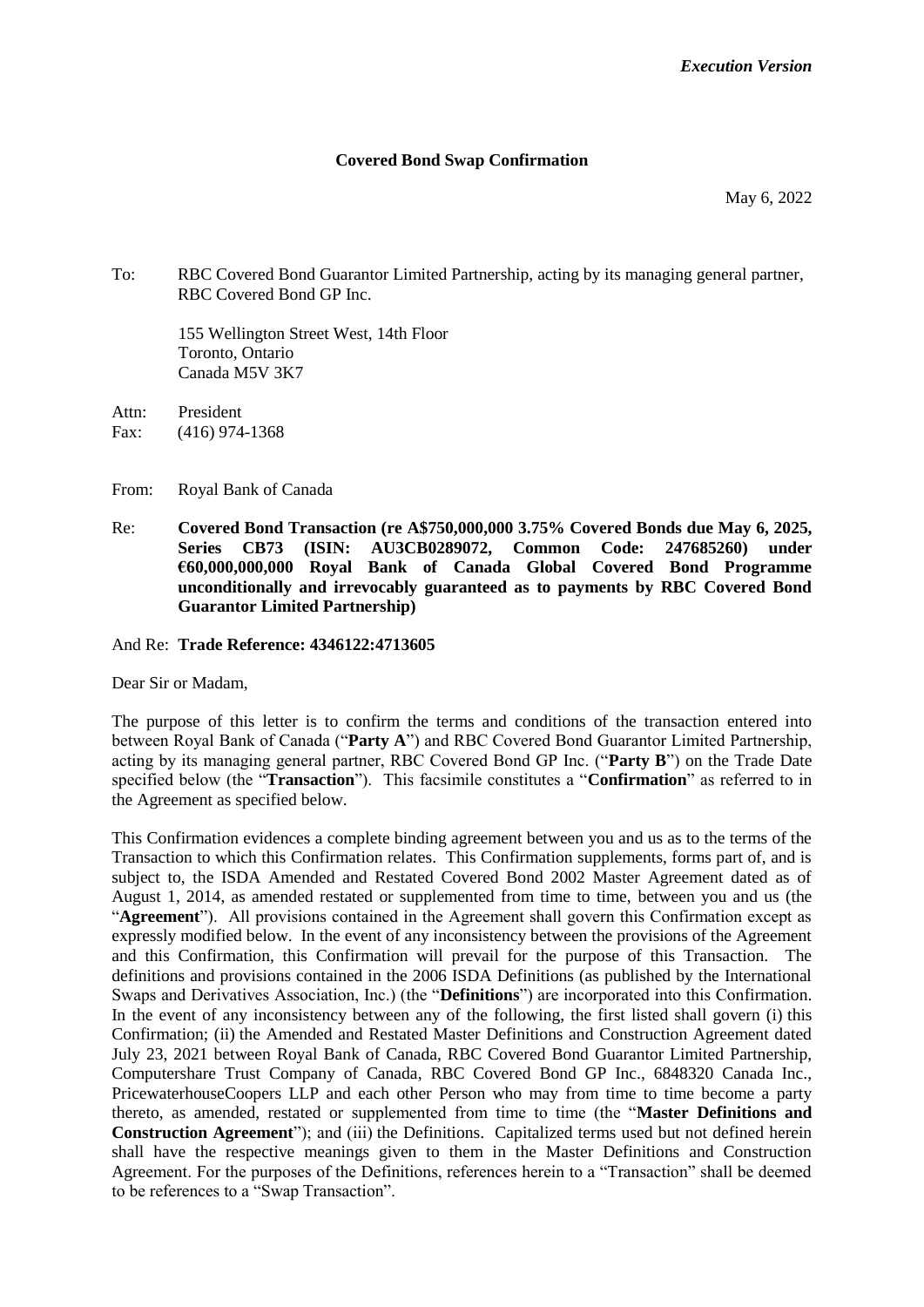*Execution Version*

**Covered Bond Swap Confirmation**

May 6, 2022

To: RBC Covered Bond Guarantor Limited Partnership, acting by its managing general partner, RBC Covered Bond GP Inc.

155 Wellington Street West, 14th Floor
Toronto, Ontario
Canada M5V 3K7

Attn: President
Fax: (416) 974-1368

From: Royal Bank of Canada

Re: **Covered Bond Transaction (re A$750,000,000 3.75% Covered Bonds due May 6, 2025, Series CB73 (ISIN: AU3CB0289072, Common Code: 247685260) under €60,000,000,000 Royal Bank of Canada Global Covered Bond Programme unconditionally and irrevocably guaranteed as to payments by RBC Covered Bond Guarantor Limited Partnership)**

And Re: **Trade Reference: 4346122:4713605**

Dear Sir or Madam,

The purpose of this letter is to confirm the terms and conditions of the transaction entered into between Royal Bank of Canada ("**Party A**") and RBC Covered Bond Guarantor Limited Partnership, acting by its managing general partner, RBC Covered Bond GP Inc. ("**Party B**") on the Trade Date specified below (the "**Transaction**"). This facsimile constitutes a "**Confirmation**" as referred to in the Agreement as specified below.

This Confirmation evidences a complete binding agreement between you and us as to the terms of the Transaction to which this Confirmation relates. This Confirmation supplements, forms part of, and is subject to, the ISDA Amended and Restated Covered Bond 2002 Master Agreement dated as of August 1, 2014, as amended restated or supplemented from time to time, between you and us (the "**Agreement**"). All provisions contained in the Agreement shall govern this Confirmation except as expressly modified below. In the event of any inconsistency between the provisions of the Agreement and this Confirmation, this Confirmation will prevail for the purpose of this Transaction. The definitions and provisions contained in the 2006 ISDA Definitions (as published by the International Swaps and Derivatives Association, Inc.) (the "**Definitions**") are incorporated into this Confirmation. In the event of any inconsistency between any of the following, the first listed shall govern (i) this Confirmation; (ii) the Amended and Restated Master Definitions and Construction Agreement dated July 23, 2021 between Royal Bank of Canada, RBC Covered Bond Guarantor Limited Partnership, Computershare Trust Company of Canada, RBC Covered Bond GP Inc., 6848320 Canada Inc., PricewaterhouseCoopers LLP and each other Person who may from time to time become a party thereto, as amended, restated or supplemented from time to time (the "**Master Definitions and Construction Agreement**"); and (iii) the Definitions. Capitalized terms used but not defined herein shall have the respective meanings given to them in the Master Definitions and Construction Agreement. For the purposes of the Definitions, references herein to a "Transaction" shall be deemed to be references to a "Swap Transaction".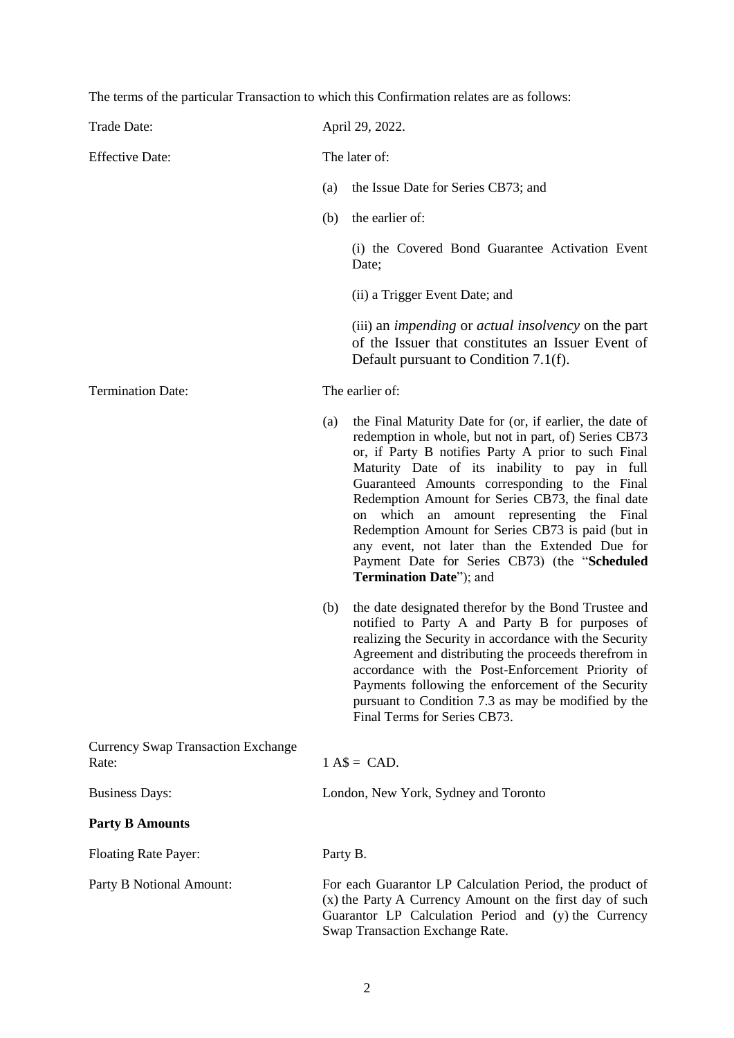The terms of the particular Transaction to which this Confirmation relates are as follows:

| | |
|---|---|
| Trade Date: | April 29, 2022. |
| Effective Date: | The later of:<br>(a) the Issue Date for Series CB73; and<br>(b) the earlier of:<br>(i) the Covered Bond Guarantee Activation Event Date;<br>(ii) a Trigger Event Date; and<br>(iii) an *impending* or *actual insolvency* on the part of the Issuer that constitutes an Issuer Event of Default pursuant to Condition 7.1(f). |
| Termination Date: | The earlier of:<br>(a) the Final Maturity Date for (or, if earlier, the date of redemption in whole, but not in part, of) Series CB73 or, if Party B notifies Party A prior to such Final Maturity Date of its inability to pay in full Guaranteed Amounts corresponding to the Final Redemption Amount for Series CB73, the final date on which an amount representing the Final Redemption Amount for Series CB73 is paid (but in any event, not later than the Extended Due for Payment Date for Series CB73) (the "**Scheduled Termination Date**"); and<br>(b) the date designated therefor by the Bond Trustee and notified to Party A and Party B for purposes of realizing the Security in accordance with the Security Agreement and distributing the proceeds therefrom in accordance with the Post-Enforcement Priority of Payments following the enforcement of the Security pursuant to Condition 7.3 as may be modified by the Final Terms for Series CB73. |
| Currency Swap Transaction Exchange Rate: | 1 A$ = CAD. |
| Business Days: | London, New York, Sydney and Toronto |

**Party B Amounts**

| | |
|---|---|
| Floating Rate Payer: | Party B. |
| Party B Notional Amount: | For each Guarantor LP Calculation Period, the product of (x) the Party A Currency Amount on the first day of such Guarantor LP Calculation Period and (y) the Currency Swap Transaction Exchange Rate. |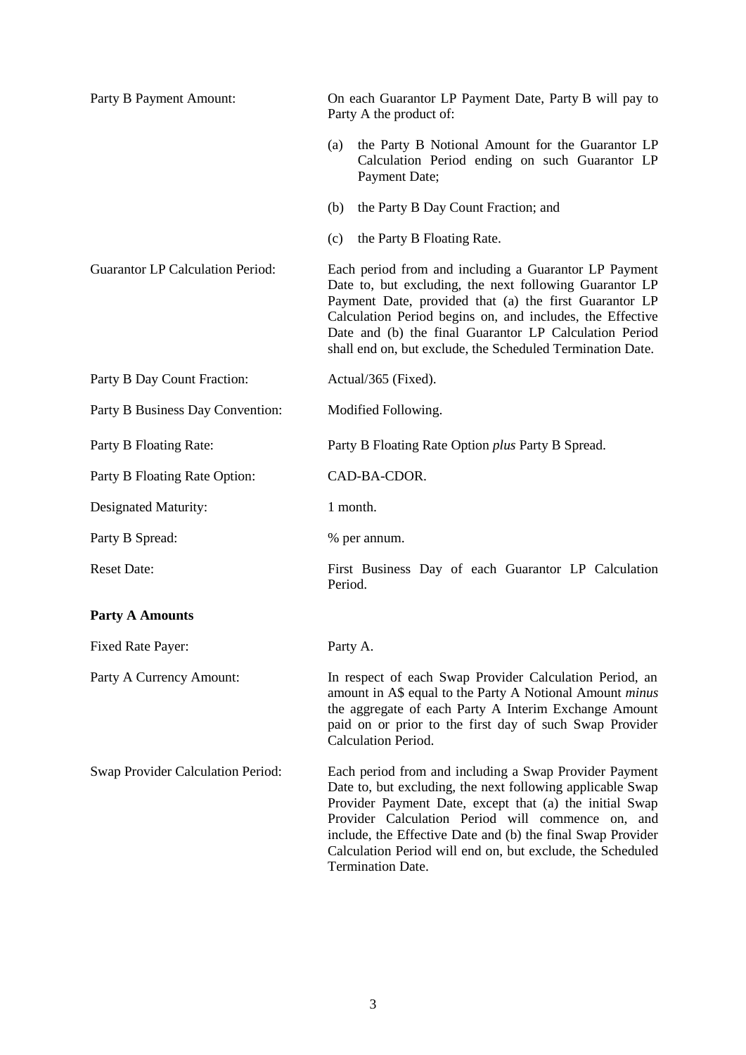| | |
|---|---|
| Party B Payment Amount: | On each Guarantor LP Payment Date, Party B will pay to Party A the product of:<br><br>(a) the Party B Notional Amount for the Guarantor LP Calculation Period ending on such Guarantor LP Payment Date;<br><br>(b) the Party B Day Count Fraction; and<br><br>(c) the Party B Floating Rate. |
| Guarantor LP Calculation Period: | Each period from and including a Guarantor LP Payment Date to, but excluding, the next following Guarantor LP Payment Date, provided that (a) the first Guarantor LP Calculation Period begins on, and includes, the Effective Date and (b) the final Guarantor LP Calculation Period shall end on, but exclude, the Scheduled Termination Date. |
| Party B Day Count Fraction: | Actual/365 (Fixed). |
| Party B Business Day Convention: | Modified Following. |
| Party B Floating Rate: | Party B Floating Rate Option *plus* Party B Spread. |
| Party B Floating Rate Option: | CAD-BA-CDOR. |
| Designated Maturity: | 1 month. |
| Party B Spread: | % per annum. |
| Reset Date: | First Business Day of each Guarantor LP Calculation Period. |

**Party A Amounts**

| | |
|---|---|
| Fixed Rate Payer: | Party A. |
| Party A Currency Amount: | In respect of each Swap Provider Calculation Period, an amount in A$ equal to the Party A Notional Amount *minus* the aggregate of each Party A Interim Exchange Amount paid on or prior to the first day of such Swap Provider Calculation Period. |
| Swap Provider Calculation Period: | Each period from and including a Swap Provider Payment Date to, but excluding, the next following applicable Swap Provider Payment Date, except that (a) the initial Swap Provider Calculation Period will commence on, and include, the Effective Date and (b) the final Swap Provider Calculation Period will end on, but exclude, the Scheduled Termination Date. |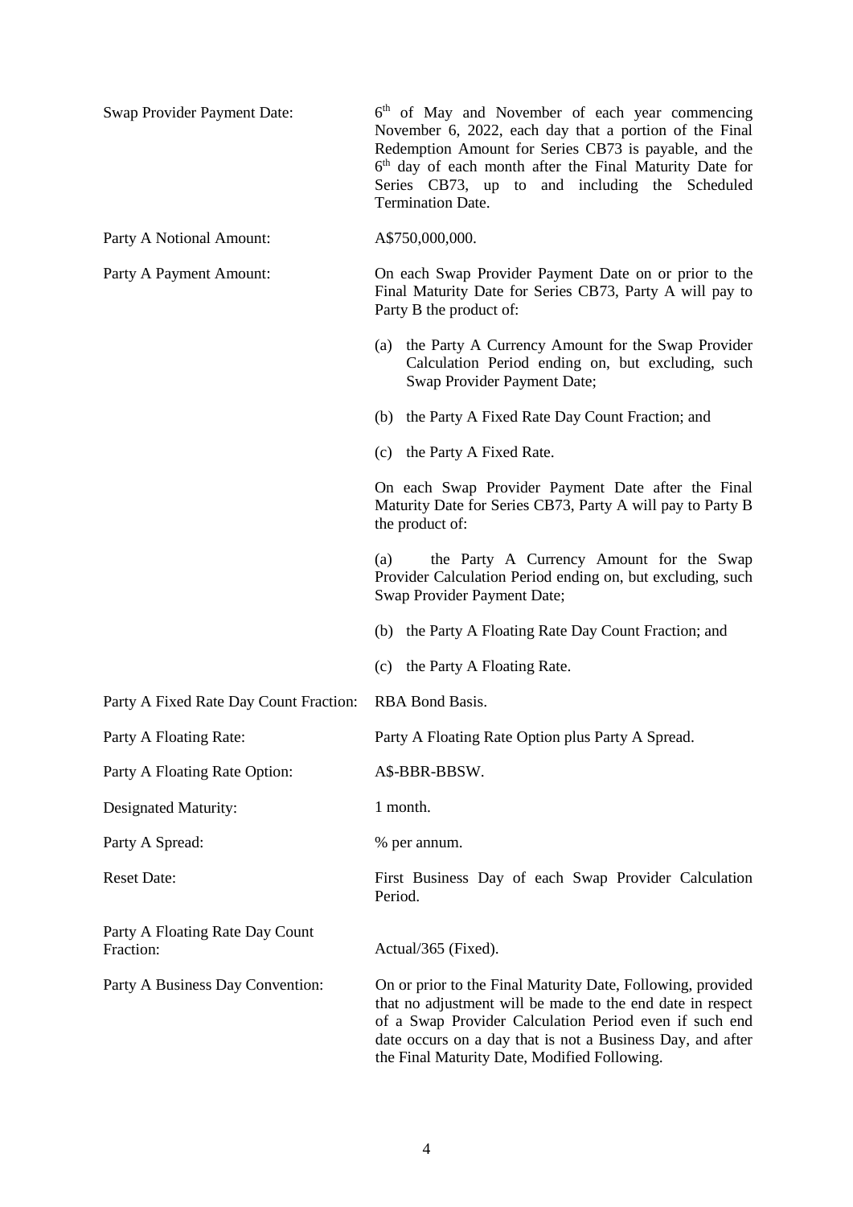| | |
|---|---|
| Swap Provider Payment Date: | 6th of May and November of each year commencing November 6, 2022, each day that a portion of the Final Redemption Amount for Series CB73 is payable, and the 6th day of each month after the Final Maturity Date for Series CB73, up to and including the Scheduled Termination Date. |
| Party A Notional Amount: | A$750,000,000. |
| Party A Payment Amount: | On each Swap Provider Payment Date on or prior to the Final Maturity Date for Series CB73, Party A will pay to Party B the product of:<br><br>(a) the Party A Currency Amount for the Swap Provider Calculation Period ending on, but excluding, such Swap Provider Payment Date;<br><br>(b) the Party A Fixed Rate Day Count Fraction; and<br><br>(c) the Party A Fixed Rate.<br><br>On each Swap Provider Payment Date after the Final Maturity Date for Series CB73, Party A will pay to Party B the product of:<br><br>(a) the Party A Currency Amount for the Swap Provider Calculation Period ending on, but excluding, such Swap Provider Payment Date;<br><br>(b) the Party A Floating Rate Day Count Fraction; and<br><br>(c) the Party A Floating Rate. |
| Party A Fixed Rate Day Count Fraction: | RBA Bond Basis. |
| Party A Floating Rate: | Party A Floating Rate Option plus Party A Spread. |
| Party A Floating Rate Option: | A$-BBR-BBSW. |
| Designated Maturity: | 1 month. |
| Party A Spread: | % per annum. |
| Reset Date: | First Business Day of each Swap Provider Calculation Period. |
| Party A Floating Rate Day Count Fraction: | Actual/365 (Fixed). |
| Party A Business Day Convention: | On or prior to the Final Maturity Date, Following, provided that no adjustment will be made to the end date in respect of a Swap Provider Calculation Period even if such end date occurs on a day that is not a Business Day, and after the Final Maturity Date, Modified Following. |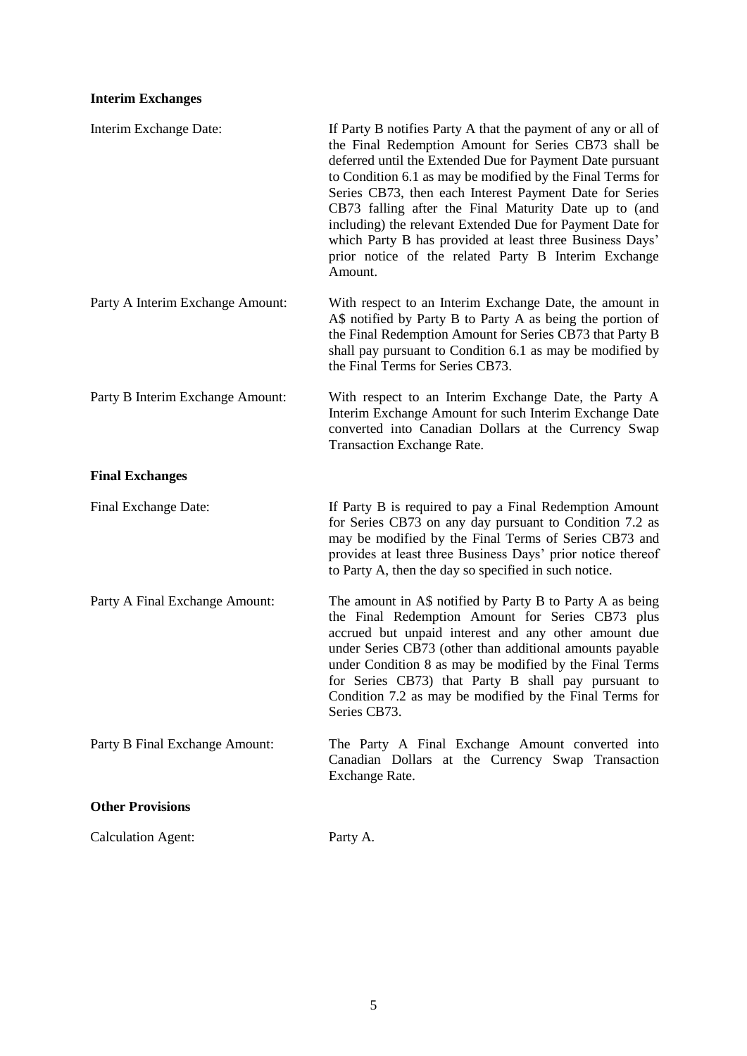**Interim Exchanges**

| | |
|---|---|
| Interim Exchange Date: | If Party B notifies Party A that the payment of any or all of the Final Redemption Amount for Series CB73 shall be deferred until the Extended Due for Payment Date pursuant to Condition 6.1 as may be modified by the Final Terms for Series CB73, then each Interest Payment Date for Series CB73 falling after the Final Maturity Date up to (and including) the relevant Extended Due for Payment Date for which Party B has provided at least three Business Days' prior notice of the related Party B Interim Exchange Amount. |
| Party A Interim Exchange Amount: | With respect to an Interim Exchange Date, the amount in A$ notified by Party B to Party A as being the portion of the Final Redemption Amount for Series CB73 that Party B shall pay pursuant to Condition 6.1 as may be modified by the Final Terms for Series CB73. |
| Party B Interim Exchange Amount: | With respect to an Interim Exchange Date, the Party A Interim Exchange Amount for such Interim Exchange Date converted into Canadian Dollars at the Currency Swap Transaction Exchange Rate. |

**Final Exchanges**

| | |
|---|---|
| Final Exchange Date: | If Party B is required to pay a Final Redemption Amount for Series CB73 on any day pursuant to Condition 7.2 as may be modified by the Final Terms of Series CB73 and provides at least three Business Days' prior notice thereof to Party A, then the day so specified in such notice. |
| Party A Final Exchange Amount: | The amount in A$ notified by Party B to Party A as being the Final Redemption Amount for Series CB73 plus accrued but unpaid interest and any other amount due under Series CB73 (other than additional amounts payable under Condition 8 as may be modified by the Final Terms for Series CB73) that Party B shall pay pursuant to Condition 7.2 as may be modified by the Final Terms for Series CB73. |
| Party B Final Exchange Amount: | The Party A Final Exchange Amount converted into Canadian Dollars at the Currency Swap Transaction Exchange Rate. |

**Other Provisions**

| | |
|---|---|
| Calculation Agent: | Party A. |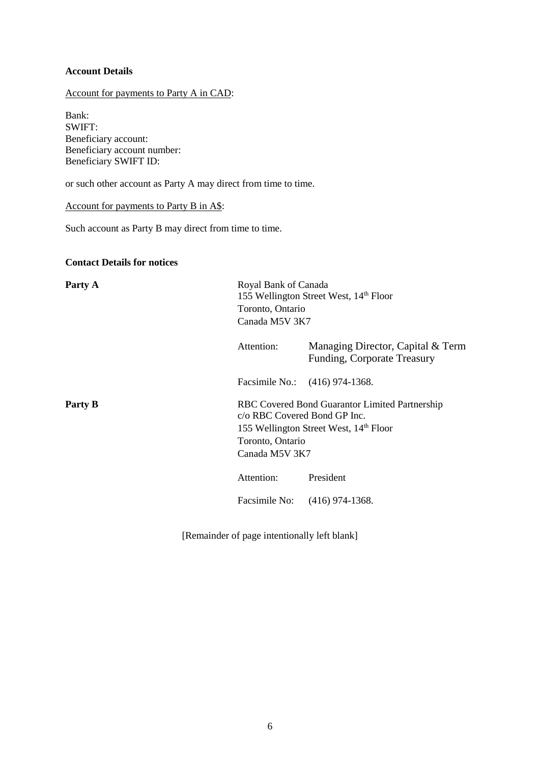**Account Details**

Account for payments to Party A in CAD:

Bank:
SWIFT:
Beneficiary account:
Beneficiary account number:
Beneficiary SWIFT ID:

or such other account as Party A may direct from time to time.

Account for payments to Party B in A$:

Such account as Party B may direct from time to time.

**Contact Details for notices**

**Party A**

Royal Bank of Canada
155 Wellington Street West, 14th Floor
Toronto, Ontario
Canada M5V 3K7

Attention: Managing Director, Capital & Term Funding, Corporate Treasury

Facsimile No.: (416) 974-1368.

**Party B**

RBC Covered Bond Guarantor Limited Partnership
c/o RBC Covered Bond GP Inc.
155 Wellington Street West, 14th Floor
Toronto, Ontario
Canada M5V 3K7

Attention: President

Facsimile No: (416) 974-1368.

[Remainder of page intentionally left blank]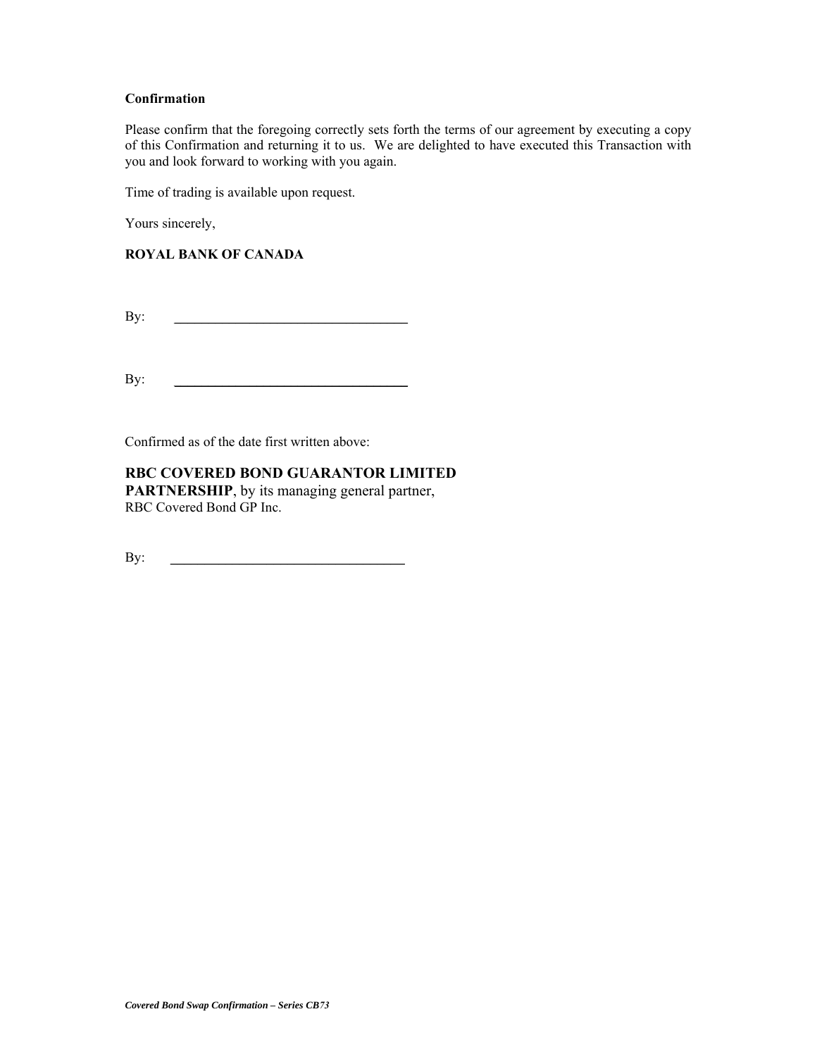**Confirmation**

Please confirm that the foregoing correctly sets forth the terms of our agreement by executing a copy of this Confirmation and returning it to us. We are delighted to have executed this Transaction with you and look forward to working with you again.

Time of trading is available upon request.

Yours sincerely,

**ROYAL BANK OF CANADA**

By: \_\_\_\_\_\_\_\_\_\_\_\_\_\_\_\_\_\_\_\_\_\_\_\_\_\_\_\_\_\_\_\_\_\_

By: \_\_\_\_\_\_\_\_\_\_\_\_\_\_\_\_\_\_\_\_\_\_\_\_\_\_\_\_\_\_\_\_\_\_

Confirmed as of the date first written above:

**RBC COVERED BOND GUARANTOR LIMITED PARTNERSHIP**, by its managing general partner,
RBC Covered Bond GP Inc.

By: \_\_\_\_\_\_\_\_\_\_\_\_\_\_\_\_\_\_\_\_\_\_\_\_\_\_\_\_\_\_\_\_\_\_